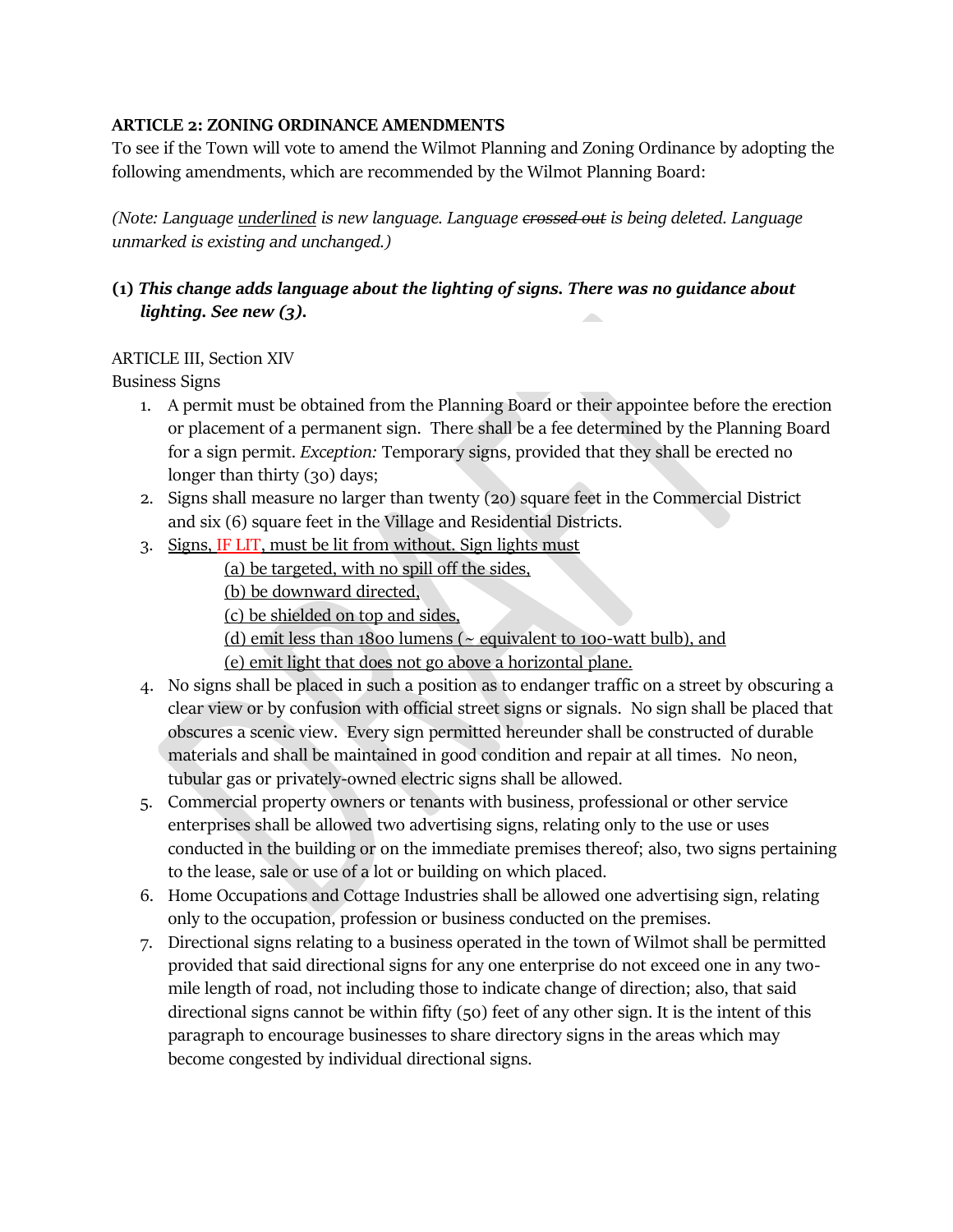**ARTICLE 2: ZONING ORDINANCE AMENDMENTS**

To see if the Town will vote to amend the Wilmot Planning and Zoning Ordinance by adopting the following amendments, which are recommended by the Wilmot Planning Board:

*(Note: Language <u>underlined</u> is new language. Language ~~crossed out~~ is being deleted. Language unmarked is existing and unchanged.)*

**(1)** ***This change adds language about the lighting of signs. There was no guidance about lighting. See new (3).***

ARTICLE III, Section XIV

Business Signs

1. A permit must be obtained from the Planning Board or their appointee before the erection or placement of a permanent sign. There shall be a fee determined by the Planning Board for a sign permit. *Exception:* Temporary signs, provided that they shall be erected no longer than thirty (30) days;
2. Signs shall measure no larger than twenty (20) square feet in the Commercial District and six (6) square feet in the Village and Residential Districts.
3. <u>Signs, IF LIT, must be lit from without. Sign lights must</u>
   - <u>(a) be targeted, with no spill off the sides,</u>
   - <u>(b) be downward directed,</u>
   - <u>(c) be shielded on top and sides,</u>
   - <u>(d) emit less than 1800 lumens (~ equivalent to 100-watt bulb), and</u>
   - <u>(e) emit light that does not go above a horizontal plane.</u>
4. No signs shall be placed in such a position as to endanger traffic on a street by obscuring a clear view or by confusion with official street signs or signals. No sign shall be placed that obscures a scenic view. Every sign permitted hereunder shall be constructed of durable materials and shall be maintained in good condition and repair at all times. No neon, tubular gas or privately-owned electric signs shall be allowed.
5. Commercial property owners or tenants with business, professional or other service enterprises shall be allowed two advertising signs, relating only to the use or uses conducted in the building or on the immediate premises thereof; also, two signs pertaining to the lease, sale or use of a lot or building on which placed.
6. Home Occupations and Cottage Industries shall be allowed one advertising sign, relating only to the occupation, profession or business conducted on the premises.
7. Directional signs relating to a business operated in the town of Wilmot shall be permitted provided that said directional signs for any one enterprise do not exceed one in any two-mile length of road, not including those to indicate change of direction; also, that said directional signs cannot be within fifty (50) feet of any other sign. It is the intent of this paragraph to encourage businesses to share directory signs in the areas which may become congested by individual directional signs.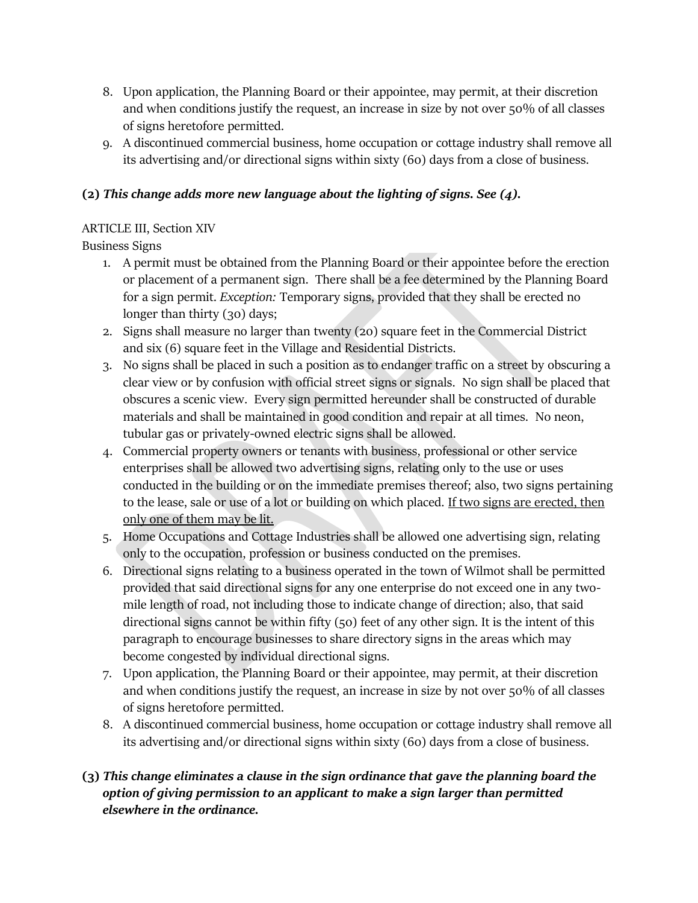8. Upon application, the Planning Board or their appointee, may permit, at their discretion and when conditions justify the request, an increase in size by not over 50% of all classes of signs heretofore permitted.
9. A discontinued commercial business, home occupation or cottage industry shall remove all its advertising and/or directional signs within sixty (60) days from a close of business.

**(2)** ***This change adds more new language about the lighting of signs. See (4).***

ARTICLE III, Section XIV
Business Signs

1. A permit must be obtained from the Planning Board or their appointee before the erection or placement of a permanent sign. There shall be a fee determined by the Planning Board for a sign permit. *Exception:* Temporary signs, provided that they shall be erected no longer than thirty (30) days;
2. Signs shall measure no larger than twenty (20) square feet in the Commercial District and six (6) square feet in the Village and Residential Districts.
3. No signs shall be placed in such a position as to endanger traffic on a street by obscuring a clear view or by confusion with official street signs or signals. No sign shall be placed that obscures a scenic view. Every sign permitted hereunder shall be constructed of durable materials and shall be maintained in good condition and repair at all times. No neon, tubular gas or privately-owned electric signs shall be allowed.
4. Commercial property owners or tenants with business, professional or other service enterprises shall be allowed two advertising signs, relating only to the use or uses conducted in the building or on the immediate premises thereof; also, two signs pertaining to the lease, sale or use of a lot or building on which placed. <u>If two signs are erected, then only one of them may be lit.</u>
5. Home Occupations and Cottage Industries shall be allowed one advertising sign, relating only to the occupation, profession or business conducted on the premises.
6. Directional signs relating to a business operated in the town of Wilmot shall be permitted provided that said directional signs for any one enterprise do not exceed one in any two-mile length of road, not including those to indicate change of direction; also, that said directional signs cannot be within fifty (50) feet of any other sign. It is the intent of this paragraph to encourage businesses to share directory signs in the areas which may become congested by individual directional signs.
7. Upon application, the Planning Board or their appointee, may permit, at their discretion and when conditions justify the request, an increase in size by not over 50% of all classes of signs heretofore permitted.
8. A discontinued commercial business, home occupation or cottage industry shall remove all its advertising and/or directional signs within sixty (60) days from a close of business.

**(3)** ***This change eliminates a clause in the sign ordinance that gave the planning board the option of giving permission to an applicant to make a sign larger than permitted elsewhere in the ordinance.***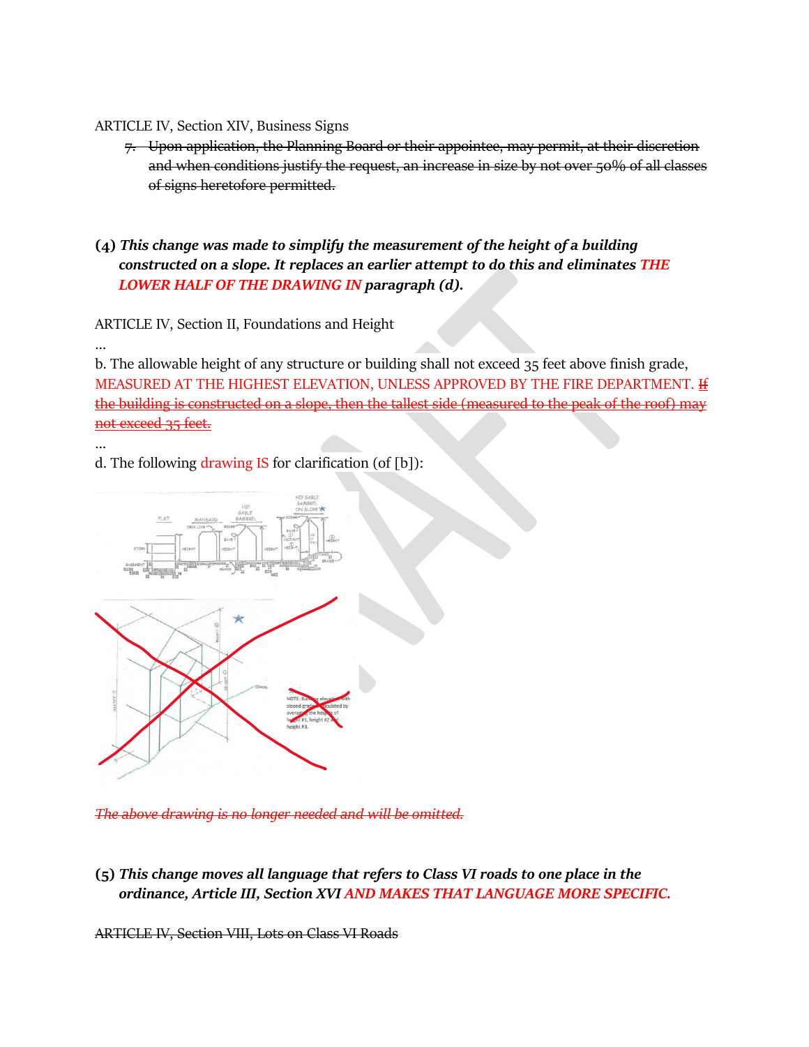ARTICLE IV, Section XIV, Business Signs

7. ~~Upon application, the Planning Board or their appointee, may permit, at their discretion and when conditions justify the request, an increase in size by not over 50% of all classes of signs heretofore permitted.~~

**(4)** ***This change was made to simplify the measurement of the height of a building constructed on a slope. It replaces an earlier attempt to do this and eliminates THE LOWER HALF OF THE DRAWING IN paragraph (d).***

ARTICLE IV, Section II, Foundations and Height

...

b. The allowable height of any structure or building shall not exceed 35 feet above finish grade, MEASURED AT THE HIGHEST ELEVATION, UNLESS APPROVED BY THE FIRE DEPARTMENT. ~~If the building is constructed on a slope, then the tallest side (measured to the peak of the roof) may not exceed 35 feet.~~

...

d. The following drawing IS for clarification (of [b]):

~~*The above drawing is no longer needed and will be omitted.*~~

**(5)** ***This change moves all language that refers to Class VI roads to one place in the ordinance, Article III, Section XVI AND MAKES THAT LANGUAGE MORE SPECIFIC.***

~~ARTICLE IV, Section VIII, Lots on Class VI Roads~~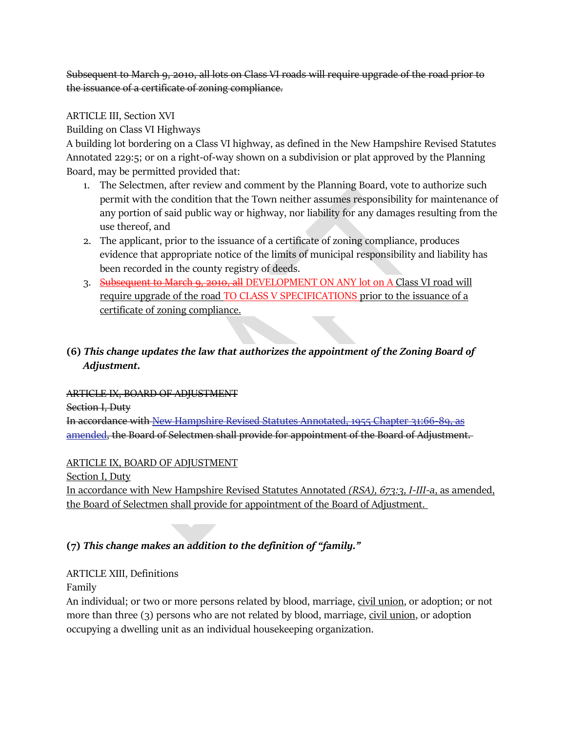~~Subsequent to March 9, 2010, all lots on Class VI roads will require upgrade of the road prior to the issuance of a certificate of zoning compliance.~~

ARTICLE III, Section XVI
Building on Class VI Highways
A building lot bordering on a Class VI highway, as defined in the New Hampshire Revised Statutes Annotated 229:5; or on a right-of-way shown on a subdivision or plat approved by the Planning Board, may be permitted provided that:

1. The Selectmen, after review and comment by the Planning Board, vote to authorize such permit with the condition that the Town neither assumes responsibility for maintenance of any portion of said public way or highway, nor liability for any damages resulting from the use thereof, and
2. The applicant, prior to the issuance of a certificate of zoning compliance, produces evidence that appropriate notice of the limits of municipal responsibility and liability has been recorded in the county registry of deeds.
3. ~~Subsequent to March 9, 2010, all~~ DEVELOPMENT ON ANY lot on A <u>Class VI road will require upgrade of the road</u> TO CLASS V SPECIFICATIONS <u>prior to the issuance of a certificate of zoning compliance.</u>

**(6)** ***This change updates the law that authorizes the appointment of the Zoning Board of Adjustment.***

~~ARTICLE IX, BOARD OF ADJUSTMENT~~
~~Section I, Duty~~
~~In accordance with New Hampshire Revised Statutes Annotated, 1955 Chapter 31:66-89, as amended, the Board of Selectmen shall provide for appointment of the Board of Adjustment.~~

<u>ARTICLE IX, BOARD OF ADJUSTMENT</u>
<u>Section I, Duty</u>
<u>In accordance with New Hampshire Revised Statutes Annotated *(RSA), 673:3, I-III-a*, as amended, the Board of Selectmen shall provide for appointment of the Board of Adjustment.</u>

**(7)** ***This change makes an addition to the definition of "family."***

ARTICLE XIII, Definitions
Family
An individual; or two or more persons related by blood, marriage, <u>civil union</u>, or adoption; or not more than three (3) persons who are not related by blood, marriage, <u>civil union</u>, or adoption occupying a dwelling unit as an individual housekeeping organization.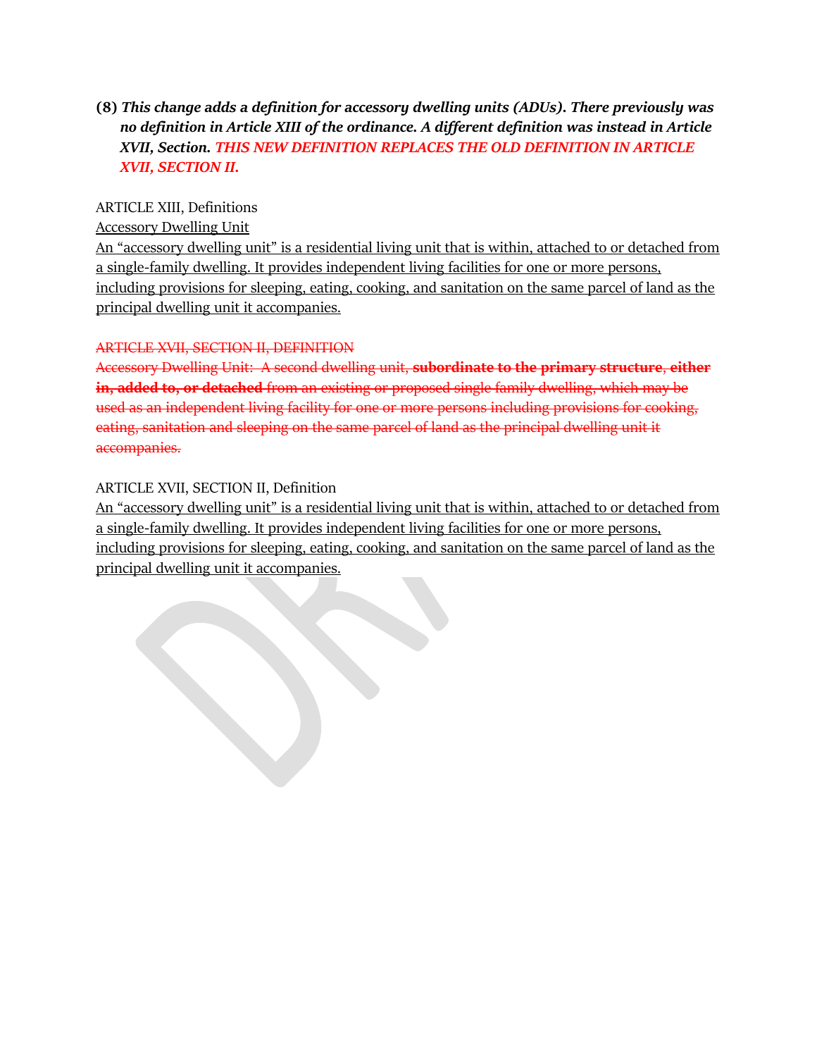**(8)** ***This change adds a definition for accessory dwelling units (ADUs). There previously was no definition in Article XIII of the ordinance. A different definition was instead in Article XVII, Section. THIS NEW DEFINITION REPLACES THE OLD DEFINITION IN ARTICLE XVII, SECTION II.***

ARTICLE XIII, Definitions

<u>Accessory Dwelling Unit</u>

<u>An "accessory dwelling unit" is a residential living unit that is within, attached to or detached from a single-family dwelling. It provides independent living facilities for one or more persons, including provisions for sleeping, eating, cooking, and sanitation on the same parcel of land as the principal dwelling unit it accompanies.</u>

~~ARTICLE XVII, SECTION II, DEFINITION~~

~~Accessory Dwelling Unit: A second dwelling unit, **subordinate to the primary structure**, **either in, added to, or detached** from an existing or proposed single family dwelling, which may be used as an independent living facility for one or more persons including provisions for cooking, eating, sanitation and sleeping on the same parcel of land as the principal dwelling unit it accompanies.~~

ARTICLE XVII, SECTION II, Definition

<u>An "accessory dwelling unit" is a residential living unit that is within, attached to or detached from a single-family dwelling. It provides independent living facilities for one or more persons, including provisions for sleeping, eating, cooking, and sanitation on the same parcel of land as the principal dwelling unit it accompanies.</u>